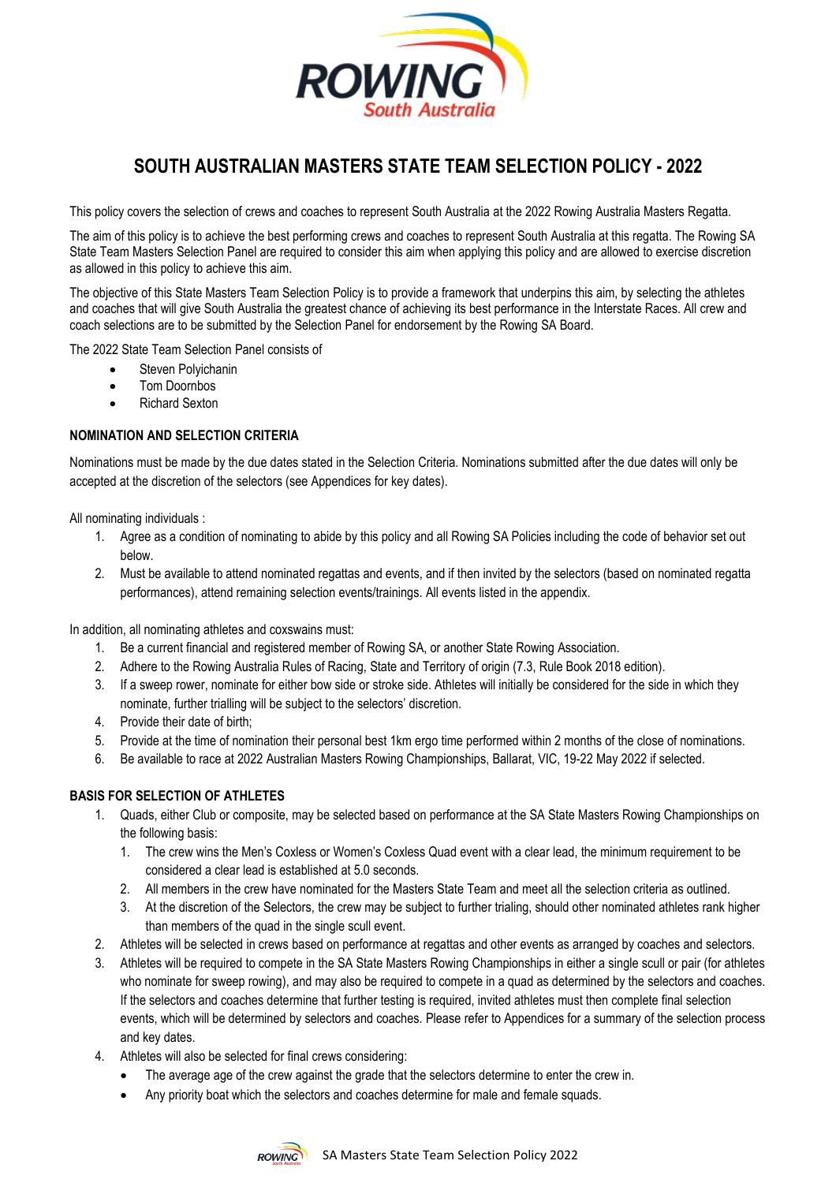# SOUTH AUSTRALIAN MASTERS STATE TEAM SELECTION POLICY - 2022

This policy covers the selection of crews and coaches to represent South Australia at the 2022 Rowing Australia Masters Regatta.

The aim of this policy is to achieve the best performing crews and coaches to represent South Australia at this regatta. The Rowing SA State Team Masters Selection Panel are required to consider this aim when applying this policy and are allowed to exercise discretion as allowed in this policy to achieve this aim.

The objective of this State Masters Team Selection Policy is to provide a framework that underpins this aim, by selecting the athletes and coaches that will give South Australia the greatest chance of achieving its best performance in the Interstate Races. All crew and coach selections are to be submitted by the Selection Panel for endorsement by the Rowing SA Board.

The 2022 State Team Selection Panel consists of

- Steven Polyichanin
- Tom Doornbos
- Richard Sexton

### NOMINATION AND SELECTION CRITERIA

Nominations must be made by the due dates stated in the Selection Criteria. Nominations submitted after the due dates will only be accepted at the discretion of the selectors (see Appendices for key dates).

All nominating individuals :

1. Agree as a condition of nominating to abide by this policy and all Rowing SA Policies including the code of behavior set out below.
2. Must be available to attend nominated regattas and events, and if then invited by the selectors (based on nominated regatta performances), attend remaining selection events/trainings. All events listed in the appendix.

In addition, all nominating athletes and coxswains must:

1. Be a current financial and registered member of Rowing SA, or another State Rowing Association.
2. Adhere to the Rowing Australia Rules of Racing, State and Territory of origin (7.3, Rule Book 2018 edition).
3. If a sweep rower, nominate for either bow side or stroke side. Athletes will initially be considered for the side in which they nominate, further trialling will be subject to the selectors' discretion.
4. Provide their date of birth;
5. Provide at the time of nomination their personal best 1km ergo time performed within 2 months of the close of nominations.
6. Be available to race at 2022 Australian Masters Rowing Championships, Ballarat, VIC, 19-22 May 2022 if selected.

### BASIS FOR SELECTION OF ATHLETES

1. Quads, either Club or composite, may be selected based on performance at the SA State Masters Rowing Championships on the following basis:
   1. The crew wins the Men's Coxless or Women's Coxless Quad event with a clear lead, the minimum requirement to be considered a clear lead is established at 5.0 seconds.
   2. All members in the crew have nominated for the Masters State Team and meet all the selection criteria as outlined.
   3. At the discretion of the Selectors, the crew may be subject to further trialing, should other nominated athletes rank higher than members of the quad in the single scull event.
2. Athletes will be selected in crews based on performance at regattas and other events as arranged by coaches and selectors.
3. Athletes will be required to compete in the SA State Masters Rowing Championships in either a single scull or pair (for athletes who nominate for sweep rowing), and may also be required to compete in a quad as determined by the selectors and coaches. If the selectors and coaches determine that further testing is required, invited athletes must then complete final selection events, which will be determined by selectors and coaches. Please refer to Appendices for a summary of the selection process and key dates.
4. Athletes will also be selected for final crews considering:
   - The average age of the crew against the grade that the selectors determine to enter the crew in.
   - Any priority boat which the selectors and coaches determine for male and female squads.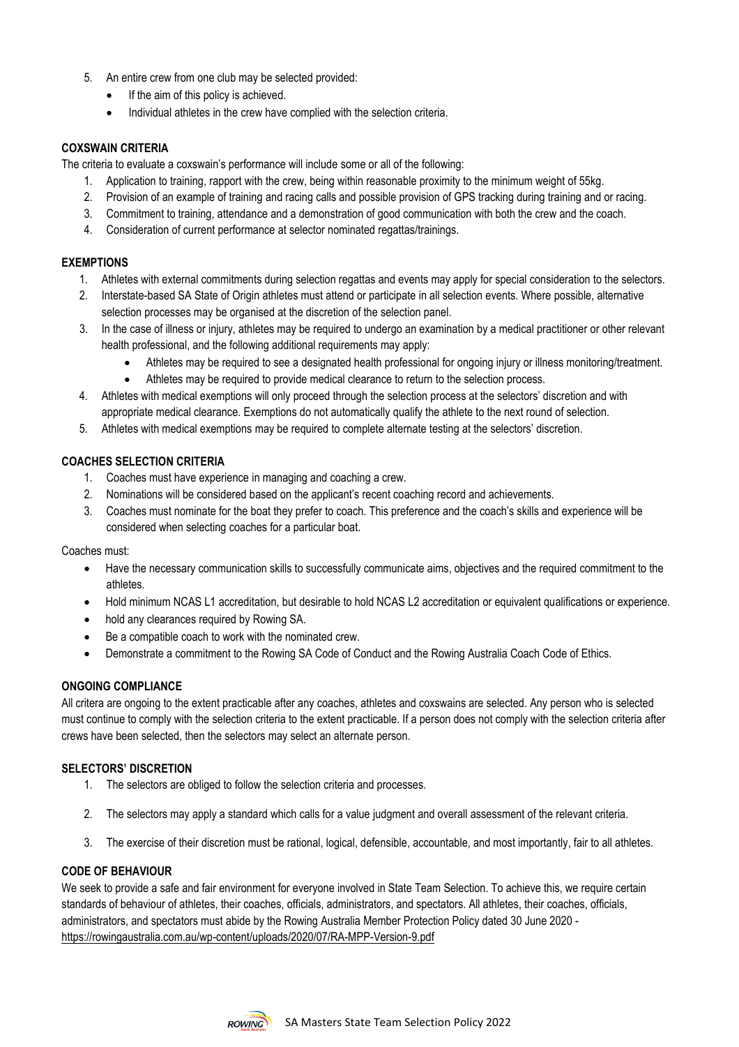5. An entire crew from one club may be selected provided:
    - If the aim of this policy is achieved.
    - Individual athletes in the crew have complied with the selection criteria.

**COXSWAIN CRITERIA**

The criteria to evaluate a coxswain's performance will include some or all of the following:

1. Application to training, rapport with the crew, being within reasonable proximity to the minimum weight of 55kg.
2. Provision of an example of training and racing calls and possible provision of GPS tracking during training and or racing.
3. Commitment to training, attendance and a demonstration of good communication with both the crew and the coach.
4. Consideration of current performance at selector nominated regattas/trainings.

**EXEMPTIONS**

1. Athletes with external commitments during selection regattas and events may apply for special consideration to the selectors.
2. Interstate-based SA State of Origin athletes must attend or participate in all selection events. Where possible, alternative selection processes may be organised at the discretion of the selection panel.
3. In the case of illness or injury, athletes may be required to undergo an examination by a medical practitioner or other relevant health professional, and the following additional requirements may apply:
    - Athletes may be required to see a designated health professional for ongoing injury or illness monitoring/treatment.
    - Athletes may be required to provide medical clearance to return to the selection process.
4. Athletes with medical exemptions will only proceed through the selection process at the selectors' discretion and with appropriate medical clearance. Exemptions do not automatically qualify the athlete to the next round of selection.
5. Athletes with medical exemptions may be required to complete alternate testing at the selectors' discretion.

**COACHES SELECTION CRITERIA**

1. Coaches must have experience in managing and coaching a crew.
2. Nominations will be considered based on the applicant's recent coaching record and achievements.
3. Coaches must nominate for the boat they prefer to coach. This preference and the coach's skills and experience will be considered when selecting coaches for a particular boat.

Coaches must:

- Have the necessary communication skills to successfully communicate aims, objectives and the required commitment to the athletes.
- Hold minimum NCAS L1 accreditation, but desirable to hold NCAS L2 accreditation or equivalent qualifications or experience.
- hold any clearances required by Rowing SA.
- Be a compatible coach to work with the nominated crew.
- Demonstrate a commitment to the Rowing SA Code of Conduct and the Rowing Australia Coach Code of Ethics.

**ONGOING COMPLIANCE**

All critera are ongoing to the extent practicable after any coaches, athletes and coxswains are selected. Any person who is selected must continue to comply with the selection criteria to the extent practicable. If a person does not comply with the selection criteria after crews have been selected, then the selectors may select an alternate person.

**SELECTORS' DISCRETION**

1. The selectors are obliged to follow the selection criteria and processes.
2. The selectors may apply a standard which calls for a value judgment and overall assessment of the relevant criteria.
3. The exercise of their discretion must be rational, logical, defensible, accountable, and most importantly, fair to all athletes.

**CODE OF BEHAVIOUR**

We seek to provide a safe and fair environment for everyone involved in State Team Selection. To achieve this, we require certain standards of behaviour of athletes, their coaches, officials, administrators, and spectators. All athletes, their coaches, officials, administrators, and spectators must abide by the Rowing Australia Member Protection Policy dated 30 June 2020 - https://rowingaustralia.com.au/wp-content/uploads/2020/07/RA-MPP-Version-9.pdf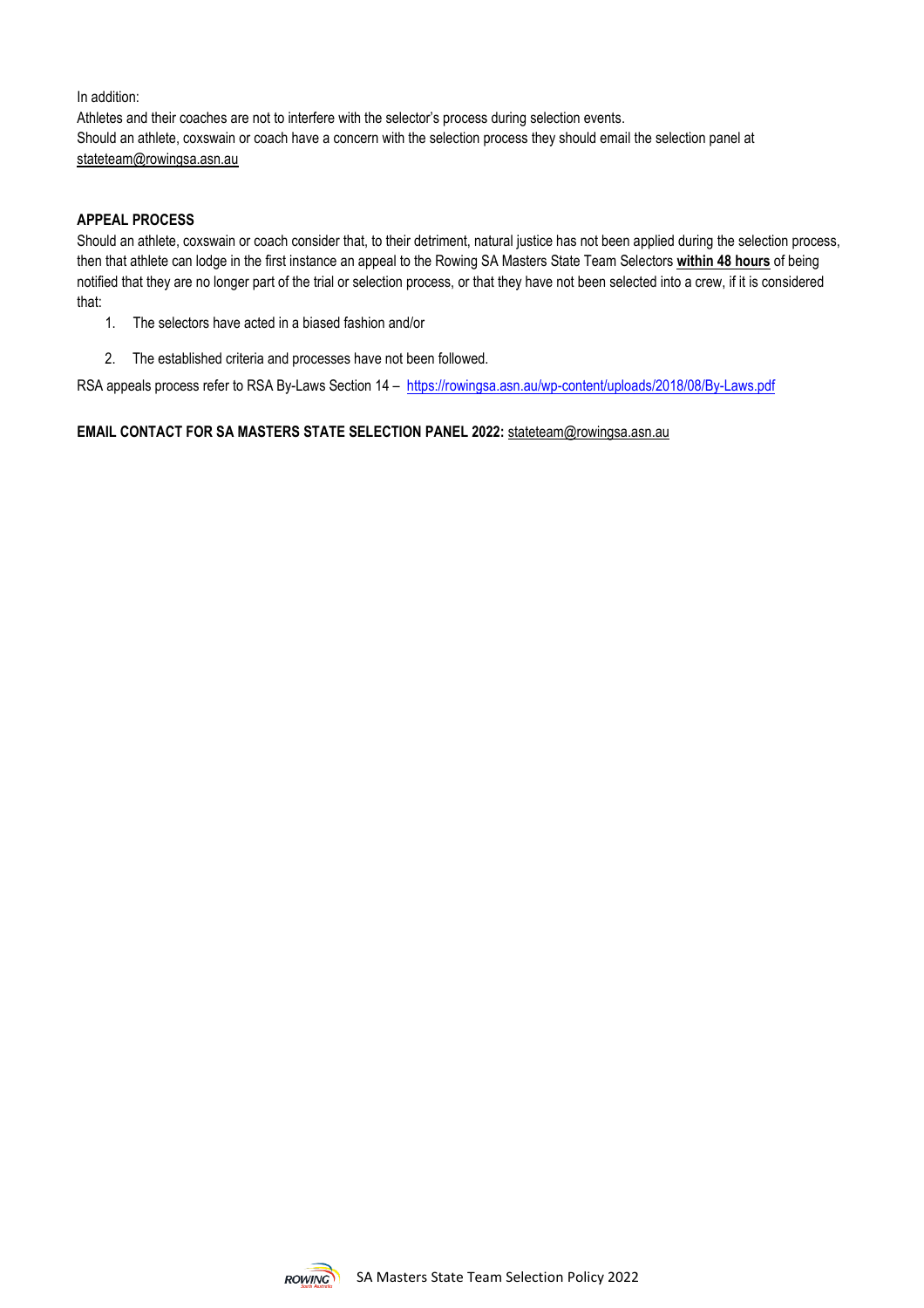In addition:

Athletes and their coaches are not to interfere with the selector's process during selection events.

Should an athlete, coxswain or coach have a concern with the selection process they should email the selection panel at stateteam@rowingsa.asn.au

**APPEAL PROCESS**

Should an athlete, coxswain or coach consider that, to their detriment, natural justice has not been applied during the selection process, then that athlete can lodge in the first instance an appeal to the Rowing SA Masters State Team Selectors **within 48 hours** of being notified that they are no longer part of the trial or selection process, or that they have not been selected into a crew, if it is considered that:

1. The selectors have acted in a biased fashion and/or
2. The established criteria and processes have not been followed.

RSA appeals process refer to RSA By-Laws Section 14 – https://rowingsa.asn.au/wp-content/uploads/2018/08/By-Laws.pdf

**EMAIL CONTACT FOR SA MASTERS STATE SELECTION PANEL 2022:** stateteam@rowingsa.asn.au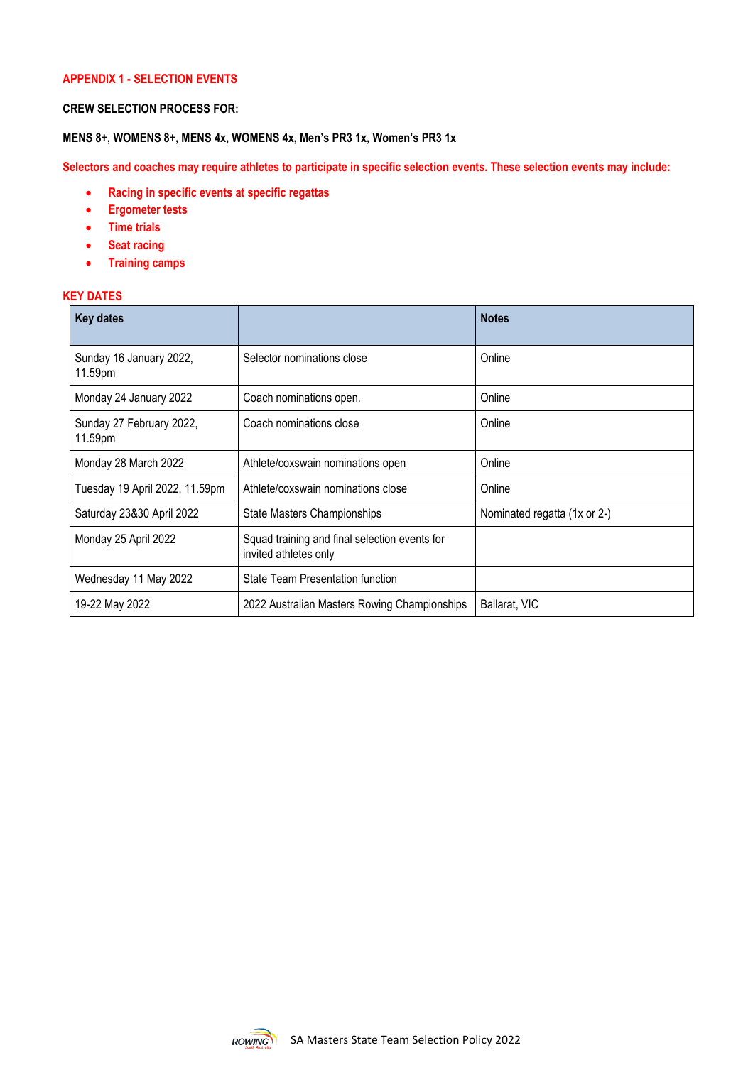**APPENDIX 1 - SELECTION EVENTS**

**CREW SELECTION PROCESS FOR:**

**MENS 8+, WOMENS 8+, MENS 4x, WOMENS 4x, Men's PR3 1x, Women's PR3 1x**

**Selectors and coaches may require athletes to participate in specific selection events. These selection events may include:**

- **Racing in specific events at specific regattas**
- **Ergometer tests**
- **Time trials**
- **Seat racing**
- **Training camps**

**KEY DATES**

| Key dates | | Notes |
|---|---|---|
| Sunday 16 January 2022, 11.59pm | Selector nominations close | Online |
| Monday 24 January 2022 | Coach nominations open. | Online |
| Sunday 27 February 2022, 11.59pm | Coach nominations close | Online |
| Monday 28 March 2022 | Athlete/coxswain nominations open | Online |
| Tuesday 19 April 2022, 11.59pm | Athlete/coxswain nominations close | Online |
| Saturday 23&30 April 2022 | State Masters Championships | Nominated regatta (1x or 2-) |
| Monday 25 April 2022 | Squad training and final selection events for invited athletes only | |
| Wednesday 11 May 2022 | State Team Presentation function | |
| 19-22 May 2022 | 2022 Australian Masters Rowing Championships | Ballarat, VIC |